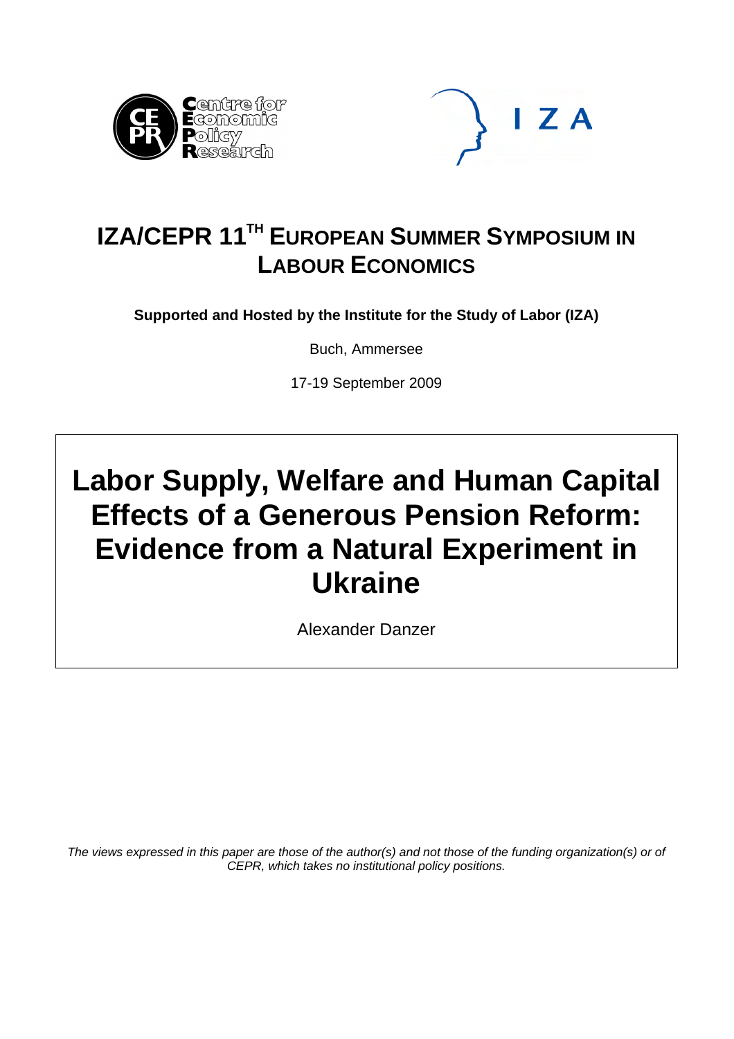# IZA/CEPR 11TH EUROPEAN SUMMER SYMPOSIUM IN LABOUR ECONOMICS

**Supported and Hosted by the Institute for the Study of Labor (IZA)**

Buch, Ammersee

17-19 September 2009

# Labor Supply, Welfare and Human Capital Effects of a Generous Pension Reform: Evidence from a Natural Experiment in Ukraine

Alexander Danzer

*The views expressed in this paper are those of the author(s) and not those of the funding organization(s) or of CEPR, which takes no institutional policy positions.*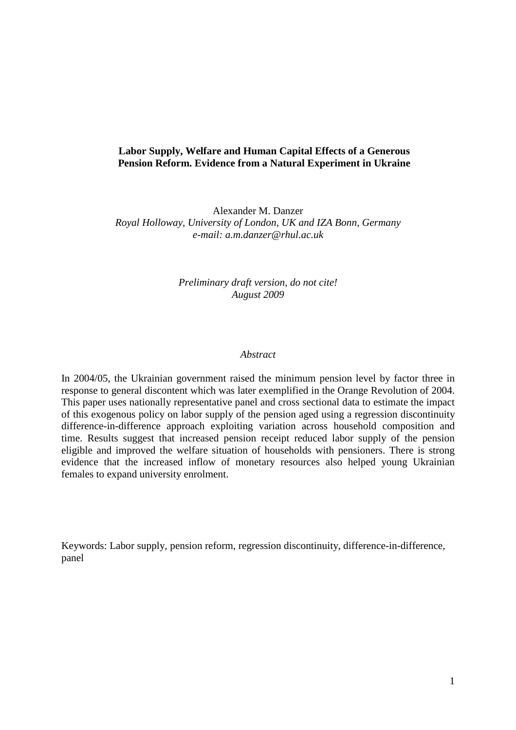**Labor Supply, Welfare and Human Capital Effects of a Generous Pension Reform. Evidence from a Natural Experiment in Ukraine**

Alexander M. Danzer
*Royal Holloway, University of London, UK and IZA Bonn, Germany*
*e-mail: a.m.danzer@rhul.ac.uk*

*Preliminary draft version, do not cite!*
*August 2009*

*Abstract*

In 2004/05, the Ukrainian government raised the minimum pension level by factor three in response to general discontent which was later exemplified in the Orange Revolution of 2004. This paper uses nationally representative panel and cross sectional data to estimate the impact of this exogenous policy on labor supply of the pension aged using a regression discontinuity difference-in-difference approach exploiting variation across household composition and time. Results suggest that increased pension receipt reduced labor supply of the pension eligible and improved the welfare situation of households with pensioners. There is strong evidence that the increased inflow of monetary resources also helped young Ukrainian females to expand university enrolment.

Keywords: Labor supply, pension reform, regression discontinuity, difference-in-difference, panel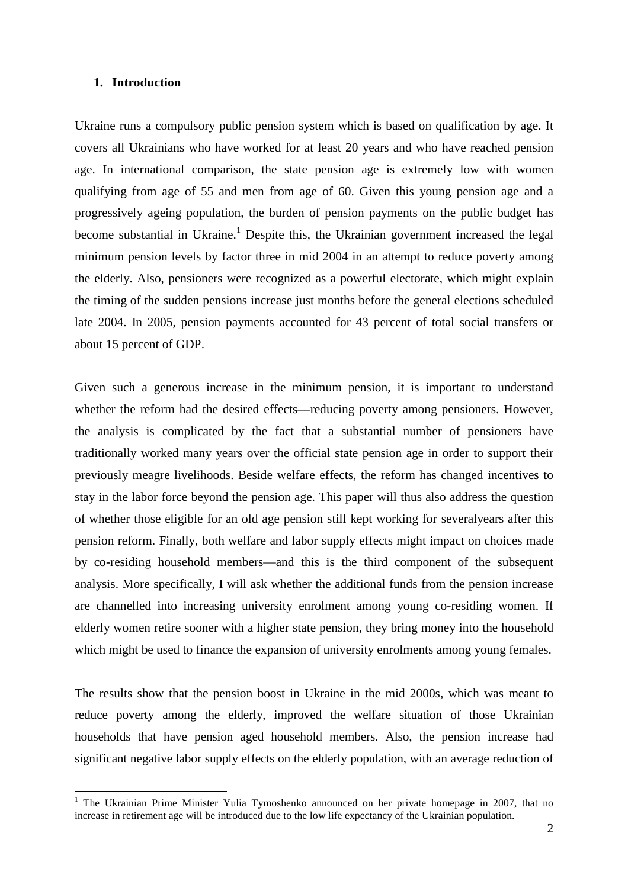## 1. Introduction

Ukraine runs a compulsory public pension system which is based on qualification by age. It covers all Ukrainians who have worked for at least 20 years and who have reached pension age. In international comparison, the state pension age is extremely low with women qualifying from age of 55 and men from age of 60. Given this young pension age and a progressively ageing population, the burden of pension payments on the public budget has become substantial in Ukraine.[1] Despite this, the Ukrainian government increased the legal minimum pension levels by factor three in mid 2004 in an attempt to reduce poverty among the elderly. Also, pensioners were recognized as a powerful electorate, which might explain the timing of the sudden pensions increase just months before the general elections scheduled late 2004. In 2005, pension payments accounted for 43 percent of total social transfers or about 15 percent of GDP.

Given such a generous increase in the minimum pension, it is important to understand whether the reform had the desired effects—reducing poverty among pensioners. However, the analysis is complicated by the fact that a substantial number of pensioners have traditionally worked many years over the official state pension age in order to support their previously meagre livelihoods. Beside welfare effects, the reform has changed incentives to stay in the labor force beyond the pension age. This paper will thus also address the question of whether those eligible for an old age pension still kept working for severalyears after this pension reform. Finally, both welfare and labor supply effects might impact on choices made by co-residing household members—and this is the third component of the subsequent analysis. More specifically, I will ask whether the additional funds from the pension increase are channelled into increasing university enrolment among young co-residing women. If elderly women retire sooner with a higher state pension, they bring money into the household which might be used to finance the expansion of university enrolments among young females.

The results show that the pension boost in Ukraine in the mid 2000s, which was meant to reduce poverty among the elderly, improved the welfare situation of those Ukrainian households that have pension aged household members. Also, the pension increase had significant negative labor supply effects on the elderly population, with an average reduction of

[1] The Ukrainian Prime Minister Yulia Tymoshenko announced on her private homepage in 2007, that no increase in retirement age will be introduced due to the low life expectancy of the Ukrainian population.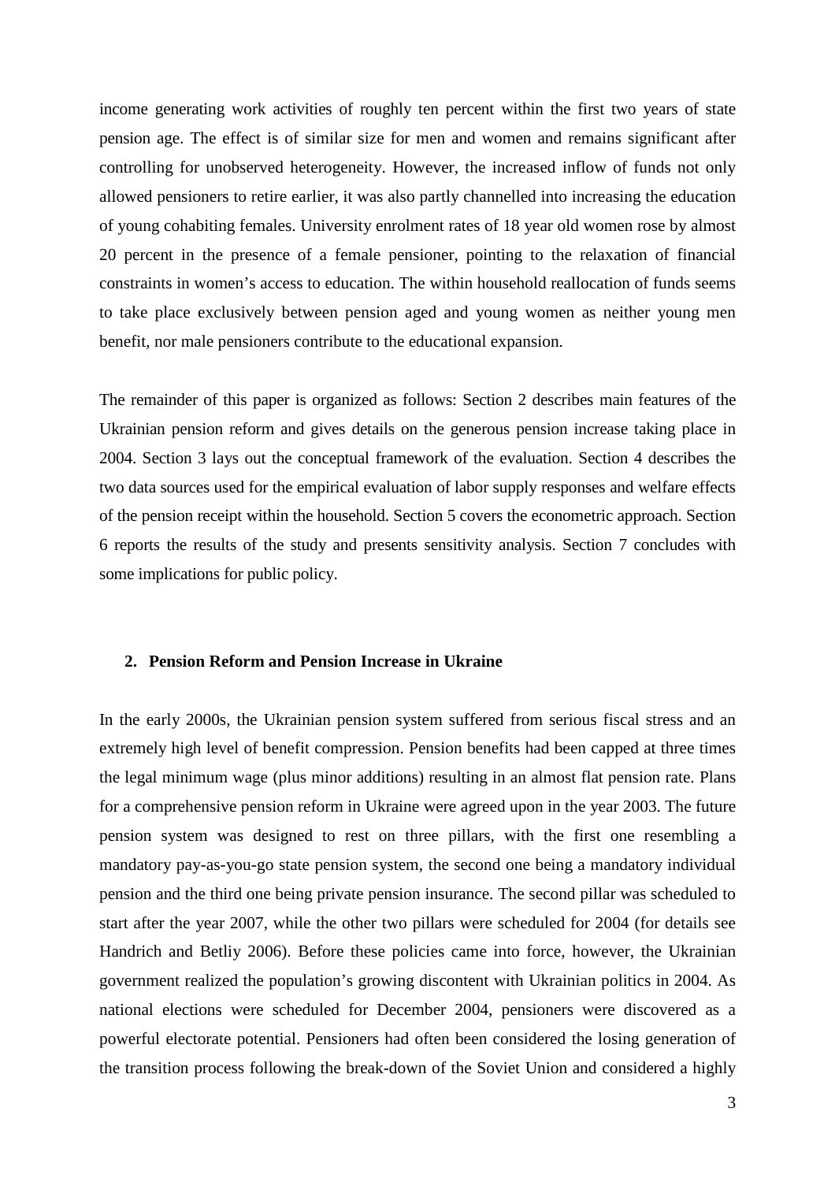income generating work activities of roughly ten percent within the first two years of state pension age. The effect is of similar size for men and women and remains significant after controlling for unobserved heterogeneity. However, the increased inflow of funds not only allowed pensioners to retire earlier, it was also partly channelled into increasing the education of young cohabiting females. University enrolment rates of 18 year old women rose by almost 20 percent in the presence of a female pensioner, pointing to the relaxation of financial constraints in women's access to education. The within household reallocation of funds seems to take place exclusively between pension aged and young women as neither young men benefit, nor male pensioners contribute to the educational expansion.

The remainder of this paper is organized as follows: Section 2 describes main features of the Ukrainian pension reform and gives details on the generous pension increase taking place in 2004. Section 3 lays out the conceptual framework of the evaluation. Section 4 describes the two data sources used for the empirical evaluation of labor supply responses and welfare effects of the pension receipt within the household. Section 5 covers the econometric approach. Section 6 reports the results of the study and presents sensitivity analysis. Section 7 concludes with some implications for public policy.

## 2. Pension Reform and Pension Increase in Ukraine

In the early 2000s, the Ukrainian pension system suffered from serious fiscal stress and an extremely high level of benefit compression. Pension benefits had been capped at three times the legal minimum wage (plus minor additions) resulting in an almost flat pension rate. Plans for a comprehensive pension reform in Ukraine were agreed upon in the year 2003. The future pension system was designed to rest on three pillars, with the first one resembling a mandatory pay-as-you-go state pension system, the second one being a mandatory individual pension and the third one being private pension insurance. The second pillar was scheduled to start after the year 2007, while the other two pillars were scheduled for 2004 (for details see Handrich and Betliy 2006). Before these policies came into force, however, the Ukrainian government realized the population's growing discontent with Ukrainian politics in 2004. As national elections were scheduled for December 2004, pensioners were discovered as a powerful electorate potential. Pensioners had often been considered the losing generation of the transition process following the break-down of the Soviet Union and considered a highly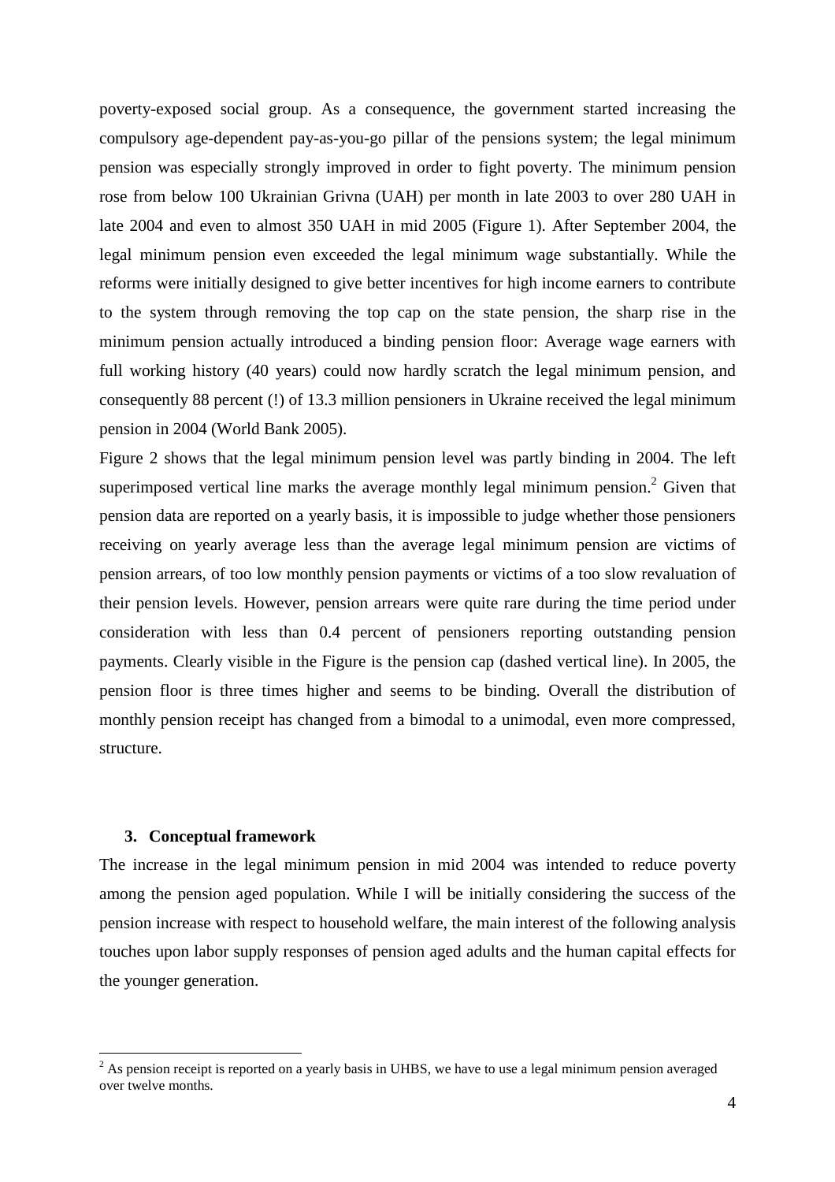poverty-exposed social group. As a consequence, the government started increasing the compulsory age-dependent pay-as-you-go pillar of the pensions system; the legal minimum pension was especially strongly improved in order to fight poverty. The minimum pension rose from below 100 Ukrainian Grivna (UAH) per month in late 2003 to over 280 UAH in late 2004 and even to almost 350 UAH in mid 2005 (Figure 1). After September 2004, the legal minimum pension even exceeded the legal minimum wage substantially. While the reforms were initially designed to give better incentives for high income earners to contribute to the system through removing the top cap on the state pension, the sharp rise in the minimum pension actually introduced a binding pension floor: Average wage earners with full working history (40 years) could now hardly scratch the legal minimum pension, and consequently 88 percent (!) of 13.3 million pensioners in Ukraine received the legal minimum pension in 2004 (World Bank 2005).

Figure 2 shows that the legal minimum pension level was partly binding in 2004. The left superimposed vertical line marks the average monthly legal minimum pension.[2] Given that pension data are reported on a yearly basis, it is impossible to judge whether those pensioners receiving on yearly average less than the average legal minimum pension are victims of pension arrears, of too low monthly pension payments or victims of a too slow revaluation of their pension levels. However, pension arrears were quite rare during the time period under consideration with less than 0.4 percent of pensioners reporting outstanding pension payments. Clearly visible in the Figure is the pension cap (dashed vertical line). In 2005, the pension floor is three times higher and seems to be binding. Overall the distribution of monthly pension receipt has changed from a bimodal to a unimodal, even more compressed, structure.

## 3. Conceptual framework

The increase in the legal minimum pension in mid 2004 was intended to reduce poverty among the pension aged population. While I will be initially considering the success of the pension increase with respect to household welfare, the main interest of the following analysis touches upon labor supply responses of pension aged adults and the human capital effects for the younger generation.

[2] As pension receipt is reported on a yearly basis in UHBS, we have to use a legal minimum pension averaged over twelve months.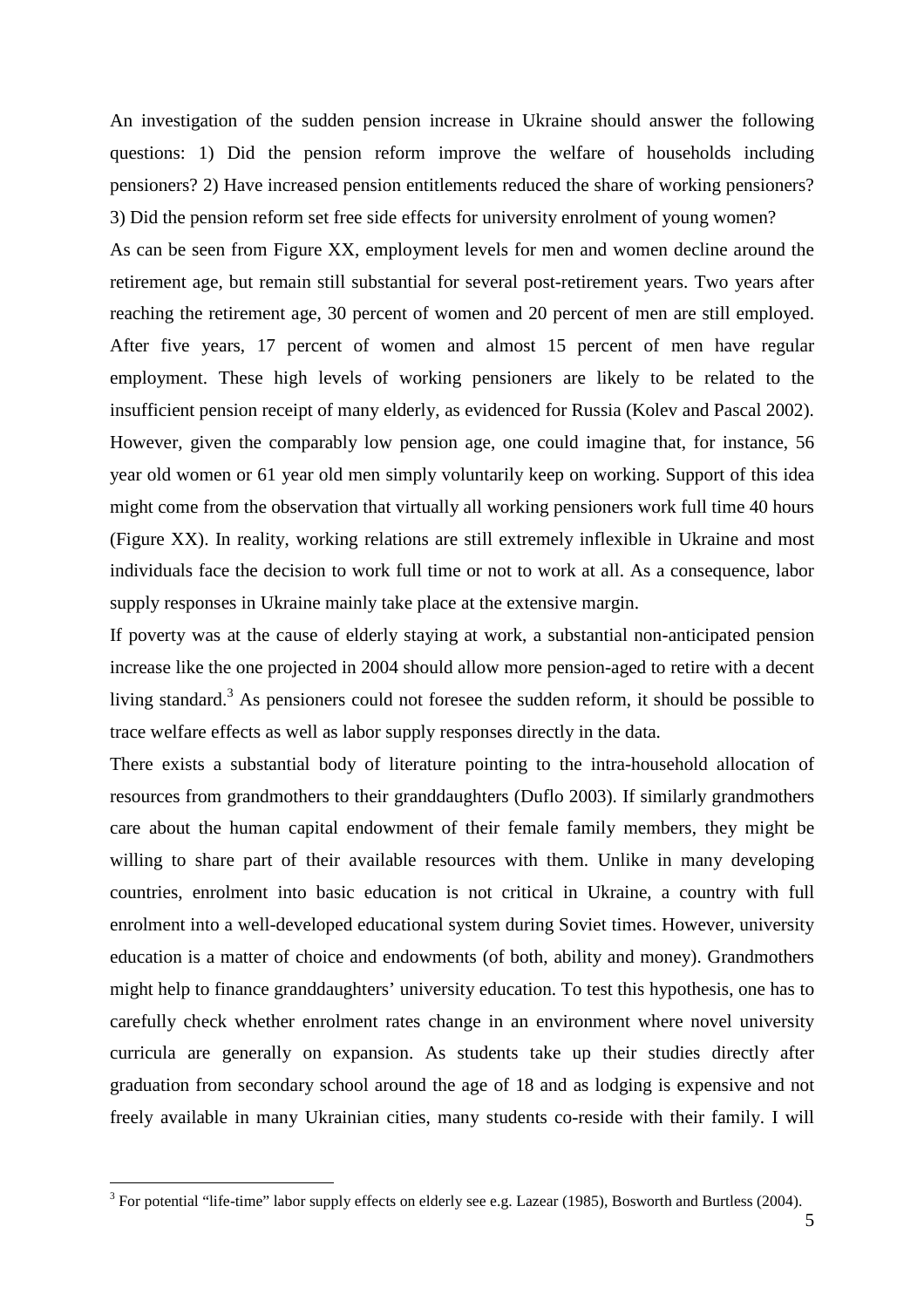An investigation of the sudden pension increase in Ukraine should answer the following questions: 1) Did the pension reform improve the welfare of households including pensioners? 2) Have increased pension entitlements reduced the share of working pensioners? 3) Did the pension reform set free side effects for university enrolment of young women?

As can be seen from Figure XX, employment levels for men and women decline around the retirement age, but remain still substantial for several post-retirement years. Two years after reaching the retirement age, 30 percent of women and 20 percent of men are still employed. After five years, 17 percent of women and almost 15 percent of men have regular employment. These high levels of working pensioners are likely to be related to the insufficient pension receipt of many elderly, as evidenced for Russia (Kolev and Pascal 2002). However, given the comparably low pension age, one could imagine that, for instance, 56 year old women or 61 year old men simply voluntarily keep on working. Support of this idea might come from the observation that virtually all working pensioners work full time 40 hours (Figure XX). In reality, working relations are still extremely inflexible in Ukraine and most individuals face the decision to work full time or not to work at all. As a consequence, labor supply responses in Ukraine mainly take place at the extensive margin.

If poverty was at the cause of elderly staying at work, a substantial non-anticipated pension increase like the one projected in 2004 should allow more pension-aged to retire with a decent living standard.[3] As pensioners could not foresee the sudden reform, it should be possible to trace welfare effects as well as labor supply responses directly in the data.

There exists a substantial body of literature pointing to the intra-household allocation of resources from grandmothers to their granddaughters (Duflo 2003). If similarly grandmothers care about the human capital endowment of their female family members, they might be willing to share part of their available resources with them. Unlike in many developing countries, enrolment into basic education is not critical in Ukraine, a country with full enrolment into a well-developed educational system during Soviet times. However, university education is a matter of choice and endowments (of both, ability and money). Grandmothers might help to finance granddaughters' university education. To test this hypothesis, one has to carefully check whether enrolment rates change in an environment where novel university curricula are generally on expansion. As students take up their studies directly after graduation from secondary school around the age of 18 and as lodging is expensive and not freely available in many Ukrainian cities, many students co-reside with their family. I will

[3] For potential "life-time" labor supply effects on elderly see e.g. Lazear (1985), Bosworth and Burtless (2004).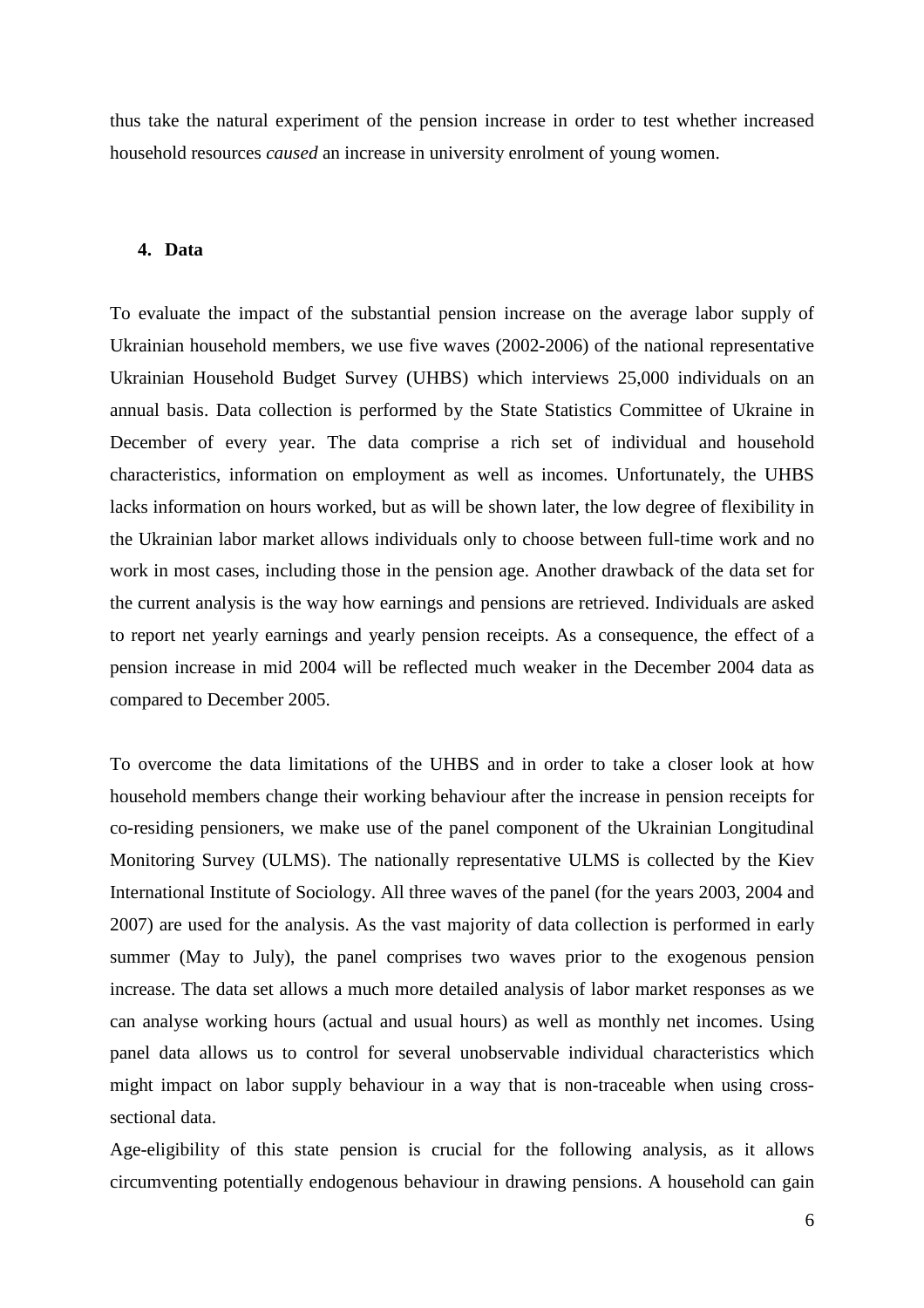thus take the natural experiment of the pension increase in order to test whether increased household resources *caused* an increase in university enrolment of young women.

## 4. Data

To evaluate the impact of the substantial pension increase on the average labor supply of Ukrainian household members, we use five waves (2002-2006) of the national representative Ukrainian Household Budget Survey (UHBS) which interviews 25,000 individuals on an annual basis. Data collection is performed by the State Statistics Committee of Ukraine in December of every year. The data comprise a rich set of individual and household characteristics, information on employment as well as incomes. Unfortunately, the UHBS lacks information on hours worked, but as will be shown later, the low degree of flexibility in the Ukrainian labor market allows individuals only to choose between full-time work and no work in most cases, including those in the pension age. Another drawback of the data set for the current analysis is the way how earnings and pensions are retrieved. Individuals are asked to report net yearly earnings and yearly pension receipts. As a consequence, the effect of a pension increase in mid 2004 will be reflected much weaker in the December 2004 data as compared to December 2005.

To overcome the data limitations of the UHBS and in order to take a closer look at how household members change their working behaviour after the increase in pension receipts for co-residing pensioners, we make use of the panel component of the Ukrainian Longitudinal Monitoring Survey (ULMS). The nationally representative ULMS is collected by the Kiev International Institute of Sociology. All three waves of the panel (for the years 2003, 2004 and 2007) are used for the analysis. As the vast majority of data collection is performed in early summer (May to July), the panel comprises two waves prior to the exogenous pension increase. The data set allows a much more detailed analysis of labor market responses as we can analyse working hours (actual and usual hours) as well as monthly net incomes. Using panel data allows us to control for several unobservable individual characteristics which might impact on labor supply behaviour in a way that is non-traceable when using cross-sectional data.

Age-eligibility of this state pension is crucial for the following analysis, as it allows circumventing potentially endogenous behaviour in drawing pensions. A household can gain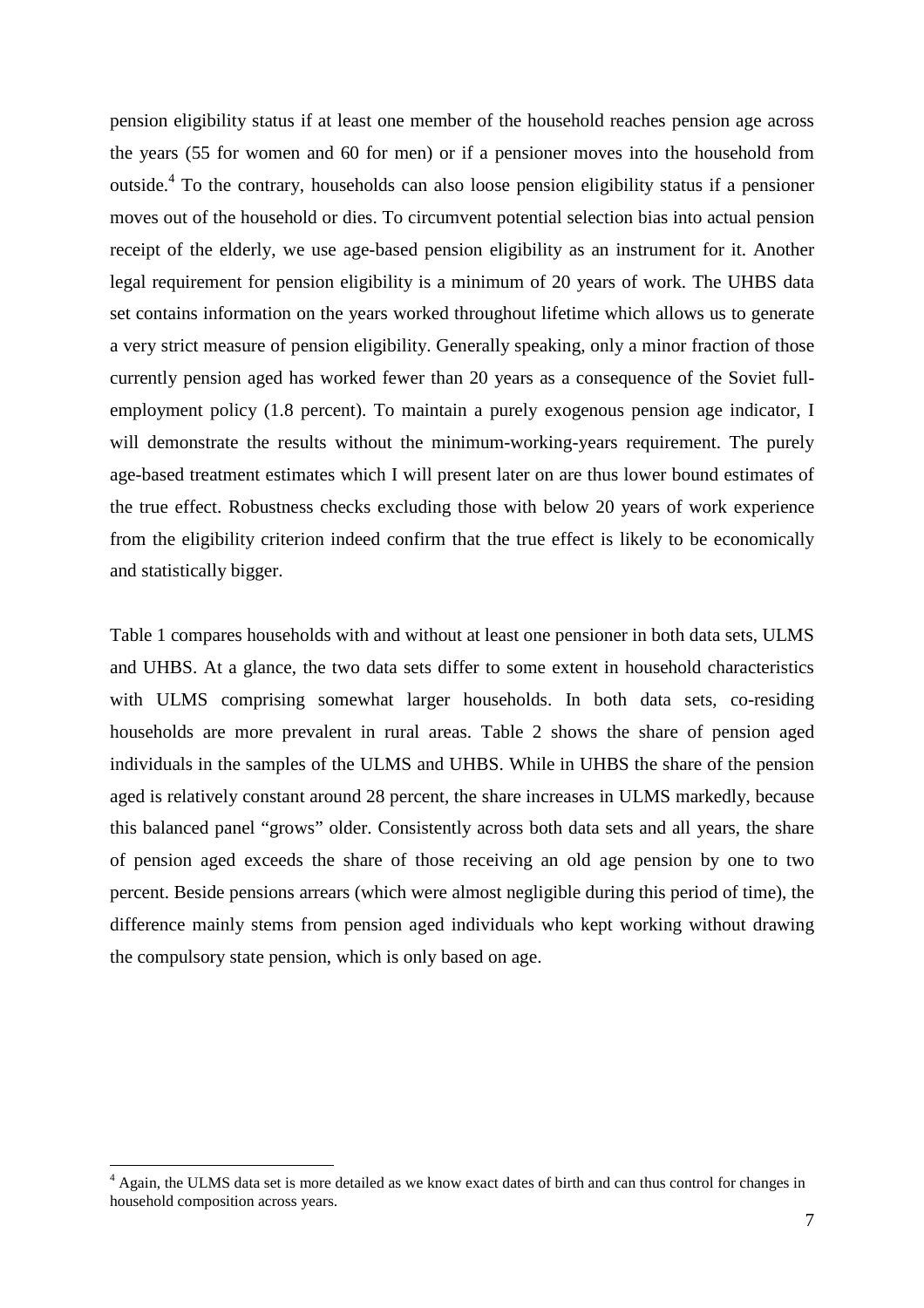pension eligibility status if at least one member of the household reaches pension age across the years (55 for women and 60 for men) or if a pensioner moves into the household from outside.[4] To the contrary, households can also loose pension eligibility status if a pensioner moves out of the household or dies. To circumvent potential selection bias into actual pension receipt of the elderly, we use age-based pension eligibility as an instrument for it. Another legal requirement for pension eligibility is a minimum of 20 years of work. The UHBS data set contains information on the years worked throughout lifetime which allows us to generate a very strict measure of pension eligibility. Generally speaking, only a minor fraction of those currently pension aged has worked fewer than 20 years as a consequence of the Soviet full-employment policy (1.8 percent). To maintain a purely exogenous pension age indicator, I will demonstrate the results without the minimum-working-years requirement. The purely age-based treatment estimates which I will present later on are thus lower bound estimates of the true effect. Robustness checks excluding those with below 20 years of work experience from the eligibility criterion indeed confirm that the true effect is likely to be economically and statistically bigger.

Table 1 compares households with and without at least one pensioner in both data sets, ULMS and UHBS. At a glance, the two data sets differ to some extent in household characteristics with ULMS comprising somewhat larger households. In both data sets, co-residing households are more prevalent in rural areas. Table 2 shows the share of pension aged individuals in the samples of the ULMS and UHBS. While in UHBS the share of the pension aged is relatively constant around 28 percent, the share increases in ULMS markedly, because this balanced panel "grows" older. Consistently across both data sets and all years, the share of pension aged exceeds the share of those receiving an old age pension by one to two percent. Beside pensions arrears (which were almost negligible during this period of time), the difference mainly stems from pension aged individuals who kept working without drawing the compulsory state pension, which is only based on age.

[4] Again, the ULMS data set is more detailed as we know exact dates of birth and can thus control for changes in household composition across years.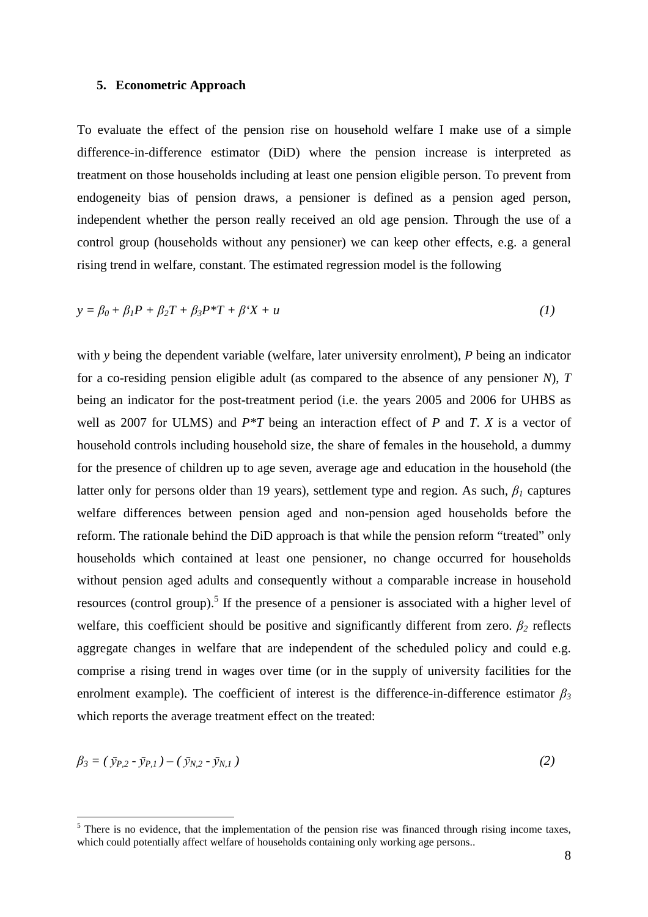## 5. Econometric Approach

To evaluate the effect of the pension rise on household welfare I make use of a simple difference-in-difference estimator (DiD) where the pension increase is interpreted as treatment on those households including at least one pension eligible person. To prevent from endogeneity bias of pension draws, a pensioner is defined as a pension aged person, independent whether the person really received an old age pension. Through the use of a control group (households without any pensioner) we can keep other effects, e.g. a general rising trend in welfare, constant. The estimated regression model is the following

$$y = \beta_0 + \beta_1 P + \beta_2 T + \beta_3 P{*}T + \beta' X + u \qquad (1)$$

with $y$ being the dependent variable (welfare, later university enrolment), $P$ being an indicator for a co-residing pension eligible adult (as compared to the absence of any pensioner $N$), $T$ being an indicator for the post-treatment period (i.e. the years 2005 and 2006 for UHBS as well as 2007 for ULMS) and $P{*}T$ being an interaction effect of $P$ and $T$. $X$ is a vector of household controls including household size, the share of females in the household, a dummy for the presence of children up to age seven, average age and education in the household (the latter only for persons older than 19 years), settlement type and region. As such, $\beta_1$ captures welfare differences between pension aged and non-pension aged households before the reform. The rationale behind the DiD approach is that while the pension reform "treated" only households which contained at least one pensioner, no change occurred for households without pension aged adults and consequently without a comparable increase in household resources (control group).[5] If the presence of a pensioner is associated with a higher level of welfare, this coefficient should be positive and significantly different from zero. $\beta_2$ reflects aggregate changes in welfare that are independent of the scheduled policy and could e.g. comprise a rising trend in wages over time (or in the supply of university facilities for the enrolment example). The coefficient of interest is the difference-in-difference estimator $\beta_3$ which reports the average treatment effect on the treated:

$$\beta_3 = (\bar{y}_{P,2} - \bar{y}_{P,1}) - (\bar{y}_{N,2} - \bar{y}_{N,1}) \qquad (2)$$

[5] There is no evidence, that the implementation of the pension rise was financed through rising income taxes, which could potentially affect welfare of households containing only working age persons..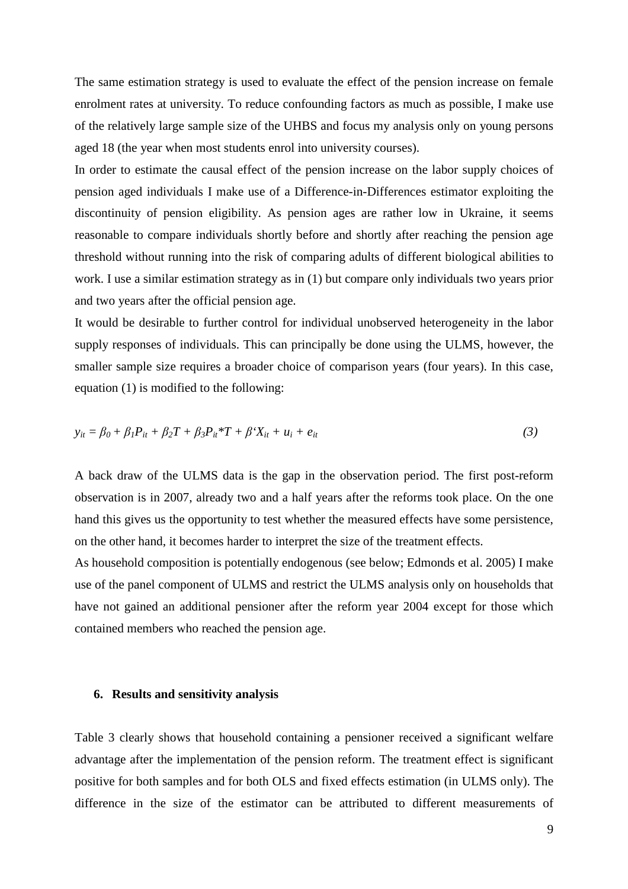The same estimation strategy is used to evaluate the effect of the pension increase on female enrolment rates at university. To reduce confounding factors as much as possible, I make use of the relatively large sample size of the UHBS and focus my analysis only on young persons aged 18 (the year when most students enrol into university courses).

In order to estimate the causal effect of the pension increase on the labor supply choices of pension aged individuals I make use of a Difference-in-Differences estimator exploiting the discontinuity of pension eligibility. As pension ages are rather low in Ukraine, it seems reasonable to compare individuals shortly before and shortly after reaching the pension age threshold without running into the risk of comparing adults of different biological abilities to work. I use a similar estimation strategy as in (1) but compare only individuals two years prior and two years after the official pension age.

It would be desirable to further control for individual unobserved heterogeneity in the labor supply responses of individuals. This can principally be done using the ULMS, however, the smaller sample size requires a broader choice of comparison years (four years). In this case, equation (1) is modified to the following:

$$y_{it} = \beta_0 + \beta_1 P_{it} + \beta_2 T + \beta_3 P_{it} * T + \beta' X_{it} + u_i + e_{it} \tag{3}$$

A back draw of the ULMS data is the gap in the observation period. The first post-reform observation is in 2007, already two and a half years after the reforms took place. On the one hand this gives us the opportunity to test whether the measured effects have some persistence, on the other hand, it becomes harder to interpret the size of the treatment effects.

As household composition is potentially endogenous (see below; Edmonds et al. 2005) I make use of the panel component of ULMS and restrict the ULMS analysis only on households that have not gained an additional pensioner after the reform year 2004 except for those which contained members who reached the pension age.

## 6. Results and sensitivity analysis

Table 3 clearly shows that household containing a pensioner received a significant welfare advantage after the implementation of the pension reform. The treatment effect is significant positive for both samples and for both OLS and fixed effects estimation (in ULMS only). The difference in the size of the estimator can be attributed to different measurements of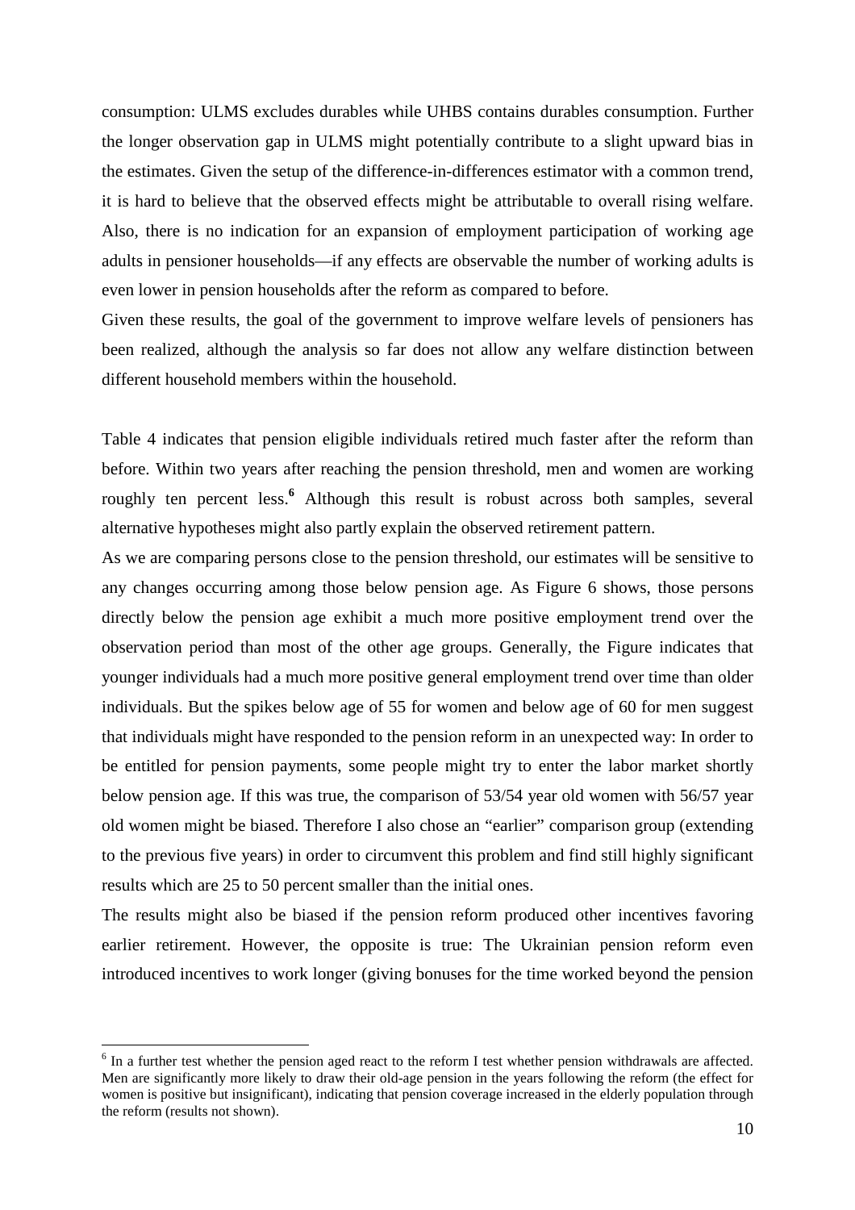consumption: ULMS excludes durables while UHBS contains durables consumption. Further the longer observation gap in ULMS might potentially contribute to a slight upward bias in the estimates. Given the setup of the difference-in-differences estimator with a common trend, it is hard to believe that the observed effects might be attributable to overall rising welfare. Also, there is no indication for an expansion of employment participation of working age adults in pensioner households—if any effects are observable the number of working adults is even lower in pension households after the reform as compared to before.

Given these results, the goal of the government to improve welfare levels of pensioners has been realized, although the analysis so far does not allow any welfare distinction between different household members within the household.

Table 4 indicates that pension eligible individuals retired much faster after the reform than before. Within two years after reaching the pension threshold, men and women are working roughly ten percent less.[6] Although this result is robust across both samples, several alternative hypotheses might also partly explain the observed retirement pattern.

As we are comparing persons close to the pension threshold, our estimates will be sensitive to any changes occurring among those below pension age. As Figure 6 shows, those persons directly below the pension age exhibit a much more positive employment trend over the observation period than most of the other age groups. Generally, the Figure indicates that younger individuals had a much more positive general employment trend over time than older individuals. But the spikes below age of 55 for women and below age of 60 for men suggest that individuals might have responded to the pension reform in an unexpected way: In order to be entitled for pension payments, some people might try to enter the labor market shortly below pension age. If this was true, the comparison of 53/54 year old women with 56/57 year old women might be biased. Therefore I also chose an "earlier" comparison group (extending to the previous five years) in order to circumvent this problem and find still highly significant results which are 25 to 50 percent smaller than the initial ones.

The results might also be biased if the pension reform produced other incentives favoring earlier retirement. However, the opposite is true: The Ukrainian pension reform even introduced incentives to work longer (giving bonuses for the time worked beyond the pension

---

[6] In a further test whether the pension aged react to the reform I test whether pension withdrawals are affected. Men are significantly more likely to draw their old-age pension in the years following the reform (the effect for women is positive but insignificant), indicating that pension coverage increased in the elderly population through the reform (results not shown).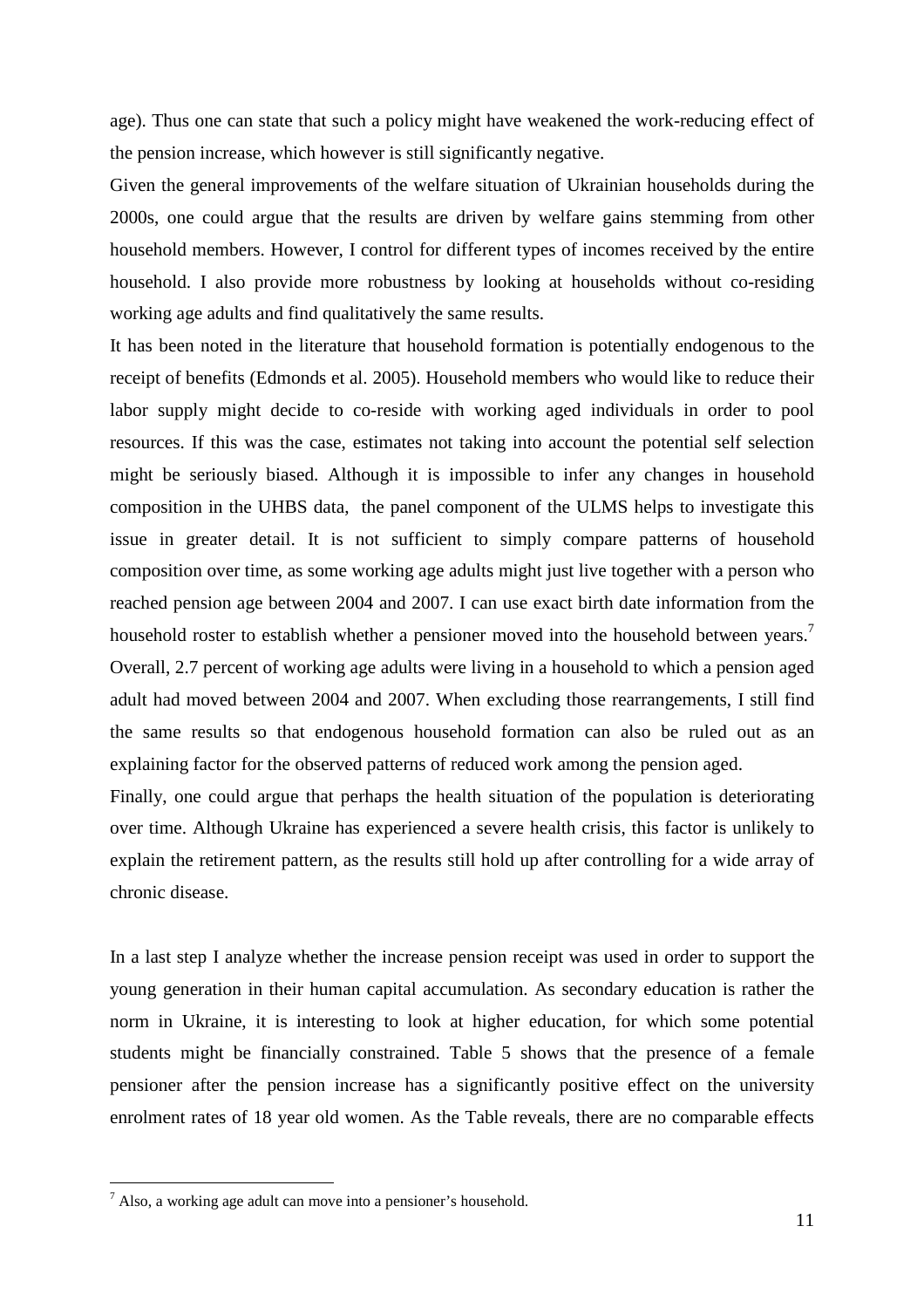age). Thus one can state that such a policy might have weakened the work-reducing effect of the pension increase, which however is still significantly negative.

Given the general improvements of the welfare situation of Ukrainian households during the 2000s, one could argue that the results are driven by welfare gains stemming from other household members. However, I control for different types of incomes received by the entire household. I also provide more robustness by looking at households without co-residing working age adults and find qualitatively the same results.

It has been noted in the literature that household formation is potentially endogenous to the receipt of benefits (Edmonds et al. 2005). Household members who would like to reduce their labor supply might decide to co-reside with working aged individuals in order to pool resources. If this was the case, estimates not taking into account the potential self selection might be seriously biased. Although it is impossible to infer any changes in household composition in the UHBS data, the panel component of the ULMS helps to investigate this issue in greater detail. It is not sufficient to simply compare patterns of household composition over time, as some working age adults might just live together with a person who reached pension age between 2004 and 2007. I can use exact birth date information from the household roster to establish whether a pensioner moved into the household between years.[7] Overall, 2.7 percent of working age adults were living in a household to which a pension aged adult had moved between 2004 and 2007. When excluding those rearrangements, I still find the same results so that endogenous household formation can also be ruled out as an explaining factor for the observed patterns of reduced work among the pension aged.

Finally, one could argue that perhaps the health situation of the population is deteriorating over time. Although Ukraine has experienced a severe health crisis, this factor is unlikely to explain the retirement pattern, as the results still hold up after controlling for a wide array of chronic disease.

In a last step I analyze whether the increase pension receipt was used in order to support the young generation in their human capital accumulation. As secondary education is rather the norm in Ukraine, it is interesting to look at higher education, for which some potential students might be financially constrained. Table 5 shows that the presence of a female pensioner after the pension increase has a significantly positive effect on the university enrolment rates of 18 year old women. As the Table reveals, there are no comparable effects

[7] Also, a working age adult can move into a pensioner's household.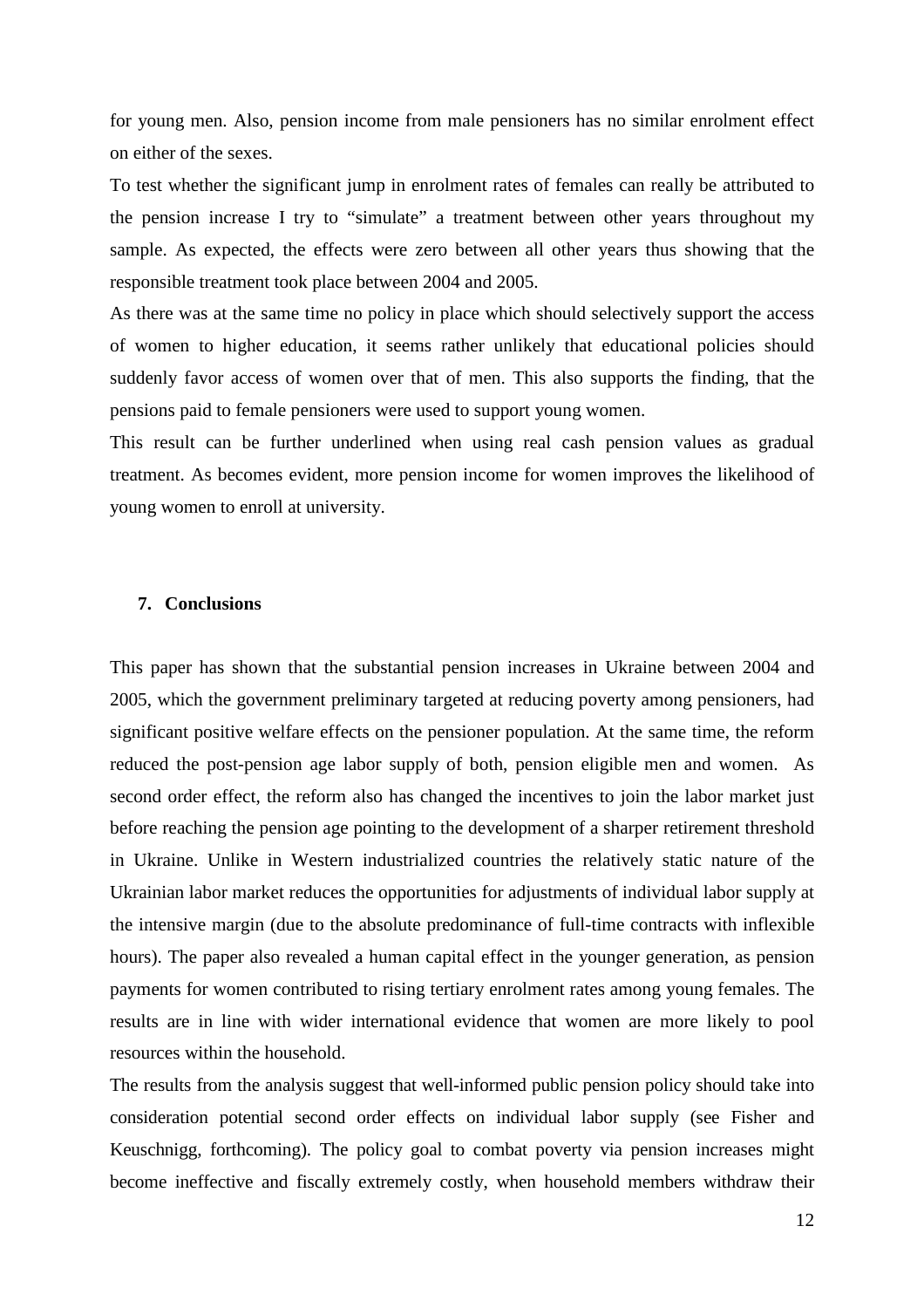for young men. Also, pension income from male pensioners has no similar enrolment effect on either of the sexes.

To test whether the significant jump in enrolment rates of females can really be attributed to the pension increase I try to "simulate" a treatment between other years throughout my sample. As expected, the effects were zero between all other years thus showing that the responsible treatment took place between 2004 and 2005.

As there was at the same time no policy in place which should selectively support the access of women to higher education, it seems rather unlikely that educational policies should suddenly favor access of women over that of men. This also supports the finding, that the pensions paid to female pensioners were used to support young women.

This result can be further underlined when using real cash pension values as gradual treatment. As becomes evident, more pension income for women improves the likelihood of young women to enroll at university.

## 7. Conclusions

This paper has shown that the substantial pension increases in Ukraine between 2004 and 2005, which the government preliminary targeted at reducing poverty among pensioners, had significant positive welfare effects on the pensioner population. At the same time, the reform reduced the post-pension age labor supply of both, pension eligible men and women. As second order effect, the reform also has changed the incentives to join the labor market just before reaching the pension age pointing to the development of a sharper retirement threshold in Ukraine. Unlike in Western industrialized countries the relatively static nature of the Ukrainian labor market reduces the opportunities for adjustments of individual labor supply at the intensive margin (due to the absolute predominance of full-time contracts with inflexible hours). The paper also revealed a human capital effect in the younger generation, as pension payments for women contributed to rising tertiary enrolment rates among young females. The results are in line with wider international evidence that women are more likely to pool resources within the household.

The results from the analysis suggest that well-informed public pension policy should take into consideration potential second order effects on individual labor supply (see Fisher and Keuschnigg, forthcoming). The policy goal to combat poverty via pension increases might become ineffective and fiscally extremely costly, when household members withdraw their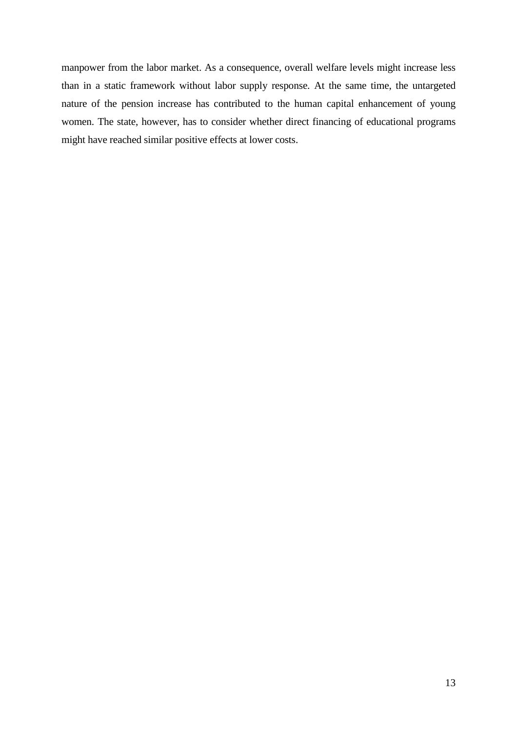manpower from the labor market. As a consequence, overall welfare levels might increase less than in a static framework without labor supply response. At the same time, the untargeted nature of the pension increase has contributed to the human capital enhancement of young women. The state, however, has to consider whether direct financing of educational programs might have reached similar positive effects at lower costs.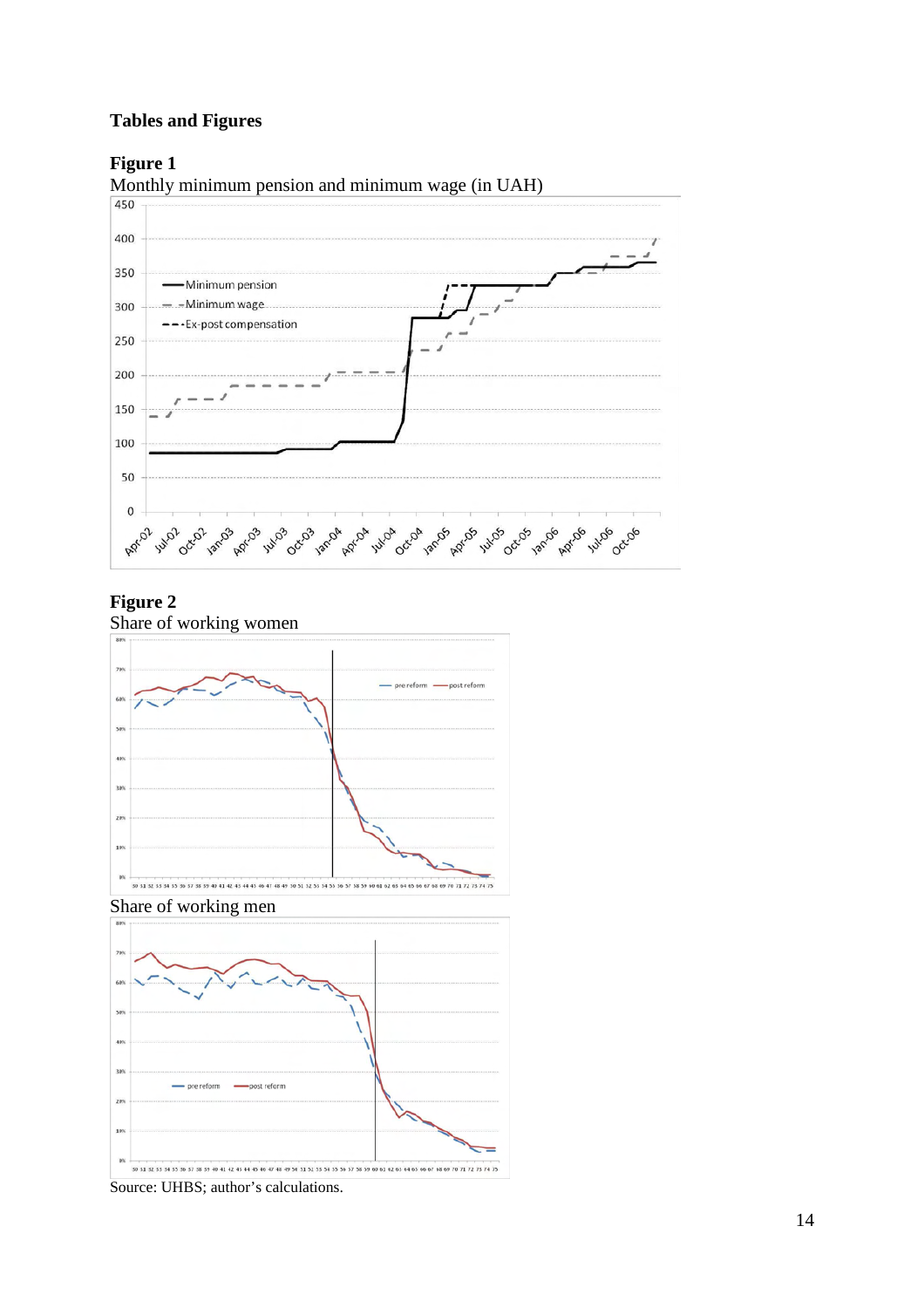## Tables and Figures

**Figure 1**

Monthly minimum pension and minimum wage (in UAH)

**Figure 2**

Share of working women

Share of working men

Source: UHBS; author's calculations.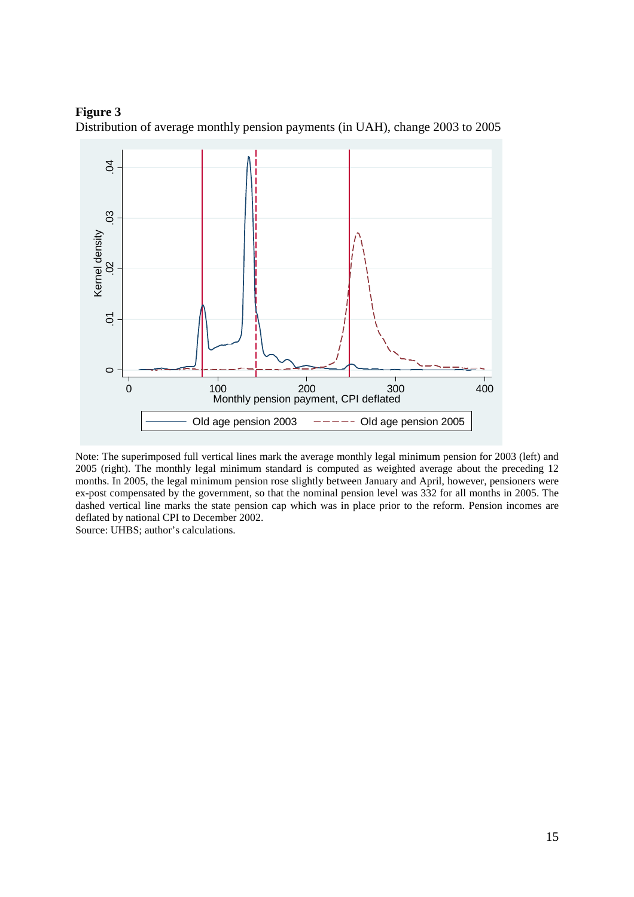**Figure 3**
Distribution of average monthly pension payments (in UAH), change 2003 to 2005

Note: The superimposed full vertical lines mark the average monthly legal minimum pension for 2003 (left) and 2005 (right). The monthly legal minimum standard is computed as weighted average about the preceding 12 months. In 2005, the legal minimum pension rose slightly between January and April, however, pensioners were ex-post compensated by the government, so that the nominal pension level was 332 for all months in 2005. The dashed vertical line marks the state pension cap which was in place prior to the reform. Pension incomes are deflated by national CPI to December 2002.
Source: UHBS; author's calculations.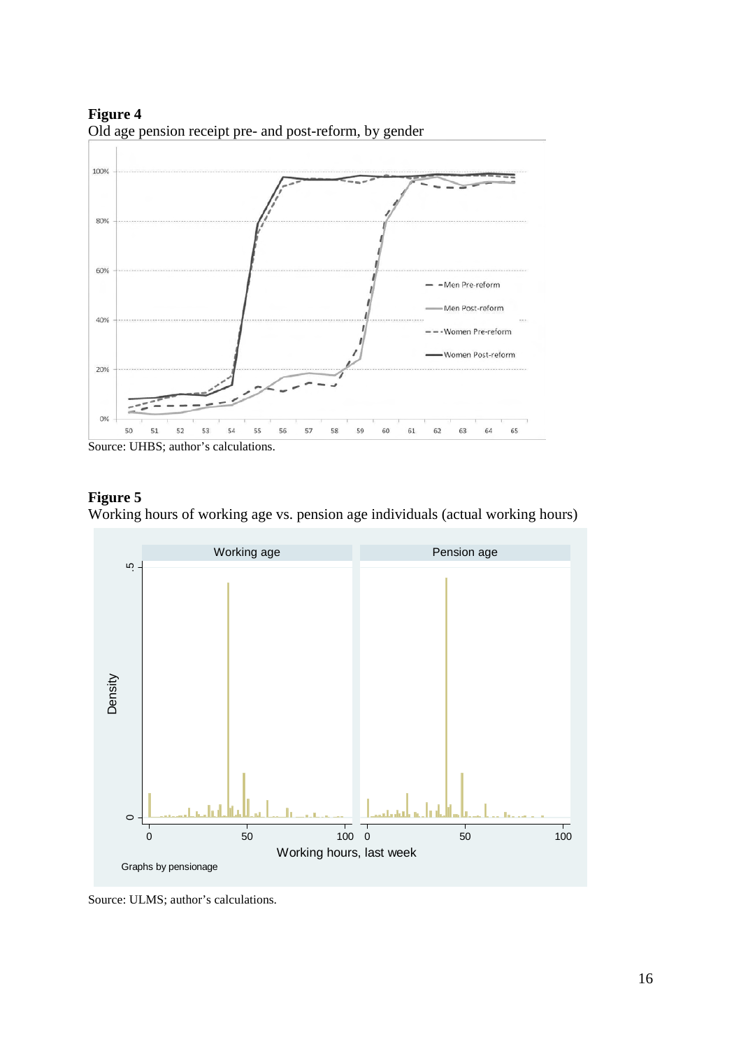**Figure 4**

Old age pension receipt pre- and post-reform, by gender

Source: UHBS; author's calculations.

**Figure 5**

Working hours of working age vs. pension age individuals (actual working hours)

Source: ULMS; author's calculations.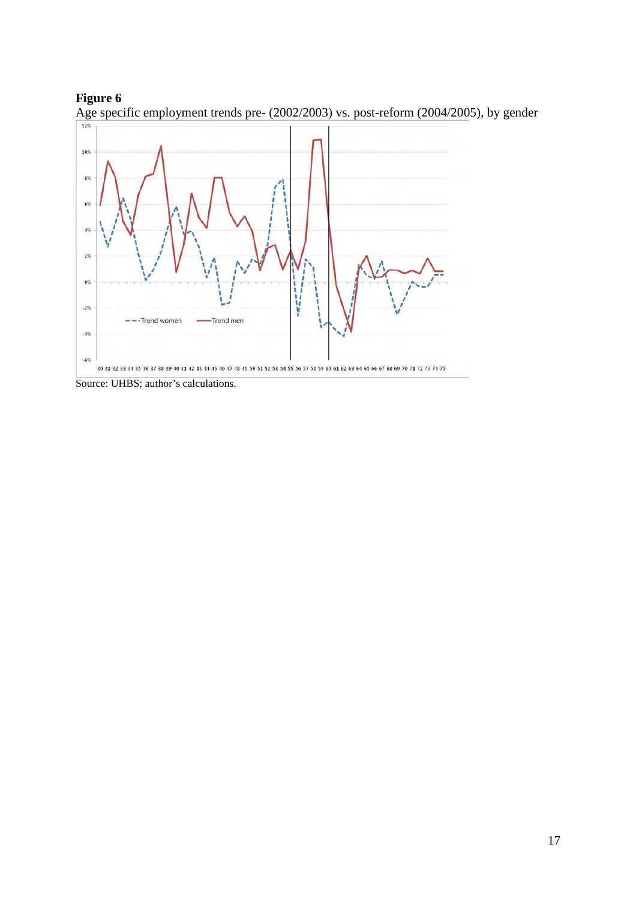**Figure 6**

Age specific employment trends pre- (2002/2003) vs. post-reform (2004/2005), by gender

Source: UHBS; author's calculations.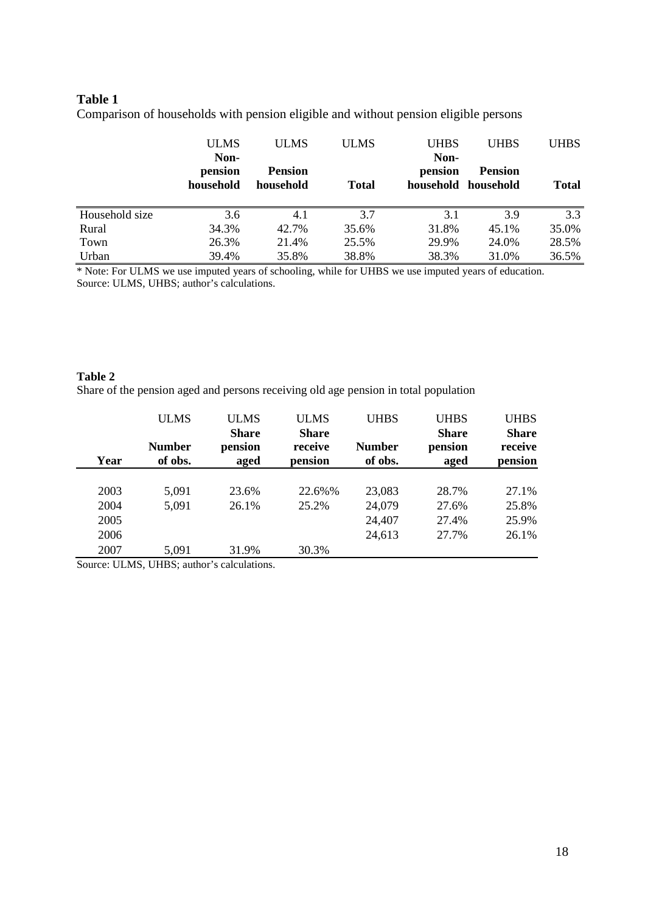**Table 1**

Comparison of households with pension eligible and without pension eligible persons

| | ULMS Non-pension household | ULMS Pension household | ULMS Total | UHBS Non-pension household | UHBS Pension household | UHBS Total |
|---|---|---|---|---|---|---|
| Household size | 3.6 | 4.1 | 3.7 | 3.1 | 3.9 | 3.3 |
| Rural | 34.3% | 42.7% | 35.6% | 31.8% | 45.1% | 35.0% |
| Town | 26.3% | 21.4% | 25.5% | 29.9% | 24.0% | 28.5% |
| Urban | 39.4% | 35.8% | 38.8% | 38.3% | 31.0% | 36.5% |

* Note: For ULMS we use imputed years of schooling, while for UHBS we use imputed years of education.
Source: ULMS, UHBS; author's calculations.

**Table 2**

Share of the pension aged and persons receiving old age pension in total population

| Year | ULMS Number of obs. | ULMS Share pension aged | ULMS Share receive pension | UHBS Number of obs. | UHBS Share pension aged | UHBS Share receive pension |
|---|---|---|---|---|---|---|
| 2003 | 5,091 | 23.6% | 22.6%% | 23,083 | 28.7% | 27.1% |
| 2004 | 5,091 | 26.1% | 25.2% | 24,079 | 27.6% | 25.8% |
| 2005 | | | | 24,407 | 27.4% | 25.9% |
| 2006 | | | | 24,613 | 27.7% | 26.1% |
| 2007 | 5,091 | 31.9% | 30.3% | | | |

Source: ULMS, UHBS; author's calculations.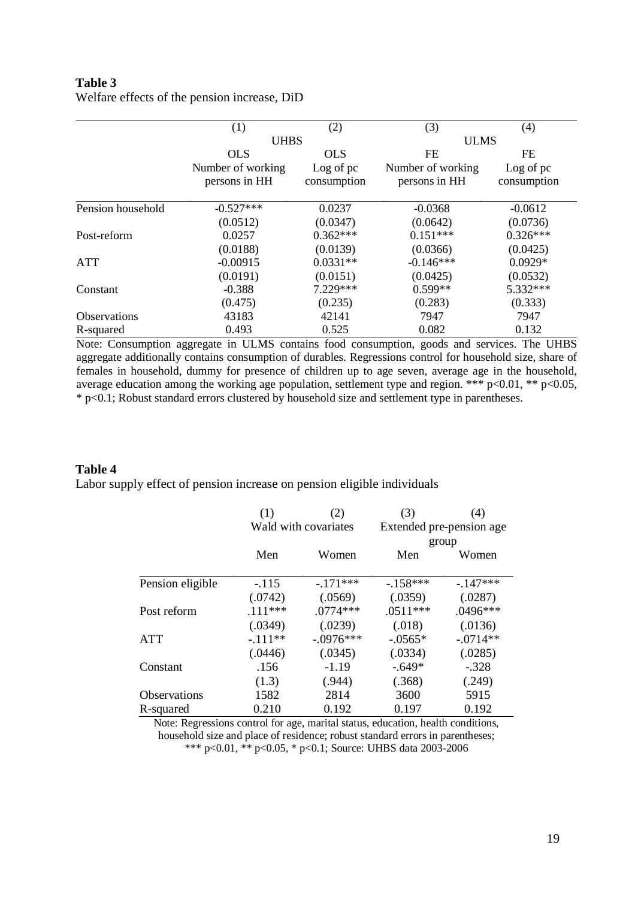**Table 3**
Welfare effects of the pension increase, DiD

| | (1) | (2) | (3) | (4) |
|---|---|---|---|---|
| | UHBS | | ULMS | |
| | OLS | OLS | FE | FE |
| | Number of working persons in HH | Log of pc consumption | Number of working persons in HH | Log of pc consumption |
| Pension household | -0.527*** | 0.0237 | -0.0368 | -0.0612 |
| | (0.0512) | (0.0347) | (0.0642) | (0.0736) |
| Post-reform | 0.0257 | 0.362*** | 0.151*** | 0.326*** |
| | (0.0188) | (0.0139) | (0.0366) | (0.0425) |
| ATT | -0.00915 | 0.0331** | -0.146*** | 0.0929* |
| | (0.0191) | (0.0151) | (0.0425) | (0.0532) |
| Constant | -0.388 | 7.229*** | 0.599** | 5.332*** |
| | (0.475) | (0.235) | (0.283) | (0.333) |
| Observations | 43183 | 42141 | 7947 | 7947 |
| R-squared | 0.493 | 0.525 | 0.082 | 0.132 |

Note: Consumption aggregate in ULMS contains food consumption, goods and services. The UHBS aggregate additionally contains consumption of durables. Regressions control for household size, share of females in household, dummy for presence of children up to age seven, average age in the household, average education among the working age population, settlement type and region. *** p<0.01, ** p<0.05, * p<0.1; Robust standard errors clustered by household size and settlement type in parentheses.

**Table 4**
Labor supply effect of pension increase on pension eligible individuals

| | (1) | (2) | (3) | (4) |
|---|---|---|---|---|
| | Wald with covariates | | Extended pre-pension age group | |
| | Men | Women | Men | Women |
| Pension eligible | -.115 | -.171*** | -.158*** | -.147*** |
| | (.0742) | (.0569) | (.0359) | (.0287) |
| Post reform | .111*** | .0774*** | .0511*** | .0496*** |
| | (.0349) | (.0239) | (.018) | (.0136) |
| ATT | -.111** | -.0976*** | -.0565* | -.0714** |
| | (.0446) | (.0345) | (.0334) | (.0285) |
| Constant | .156 | -1.19 | -.649* | -.328 |
| | (1.3) | (.944) | (.368) | (.249) |
| Observations | 1582 | 2814 | 3600 | 5915 |
| R-squared | 0.210 | 0.192 | 0.197 | 0.192 |

Note: Regressions control for age, marital status, education, health conditions, household size and place of residence; robust standard errors in parentheses; *** p<0.01, ** p<0.05, * p<0.1; Source: UHBS data 2003-2006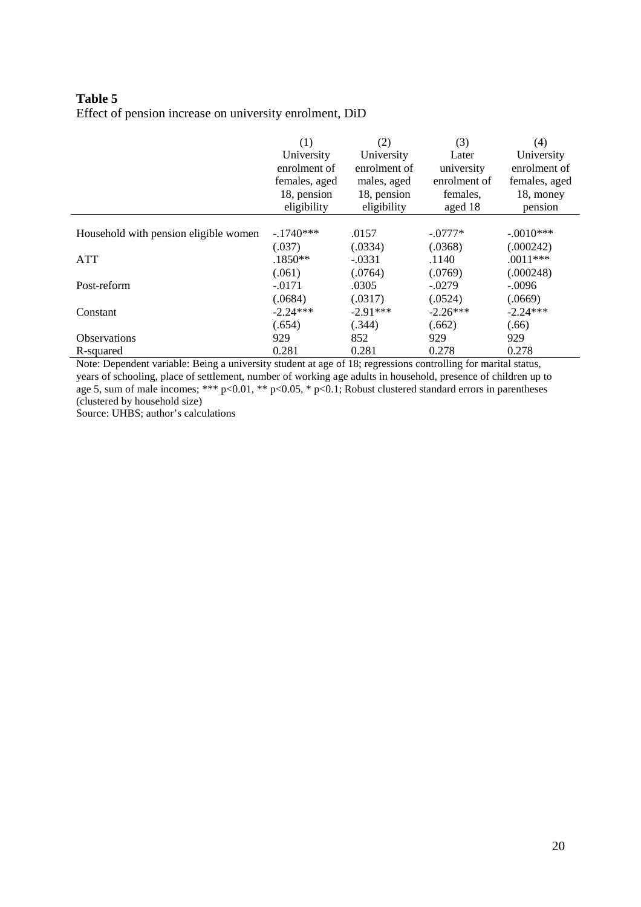**Table 5**
Effect of pension increase on university enrolment, DiD

| | (1) University enrolment of females, aged 18, pension eligibility | (2) University enrolment of males, aged 18, pension eligibility | (3) Later university enrolment of females, aged 18 | (4) University enrolment of females, aged 18, money pension |
|---|---|---|---|---|
| Household with pension eligible women | -.1740*** | .0157 | -.0777* | -.0010*** |
| | (.037) | (.0334) | (.0368) | (.000242) |
| ATT | .1850** | -.0331 | .1140 | .0011*** |
| | (.061) | (.0764) | (.0769) | (.000248) |
| Post-reform | -.0171 | .0305 | -.0279 | -.0096 |
| | (.0684) | (.0317) | (.0524) | (.0669) |
| Constant | -2.24*** | -2.91*** | -2.26*** | -2.24*** |
| | (.654) | (.344) | (.662) | (.66) |
| Observations | 929 | 852 | 929 | 929 |
| R-squared | 0.281 | 0.281 | 0.278 | 0.278 |

Note: Dependent variable: Being a university student at age of 18; regressions controlling for marital status, years of schooling, place of settlement, number of working age adults in household, presence of children up to age 5, sum of male incomes; *** p<0.01, ** p<0.05, * p<0.1; Robust clustered standard errors in parentheses (clustered by household size)

Source: UHBS; author's calculations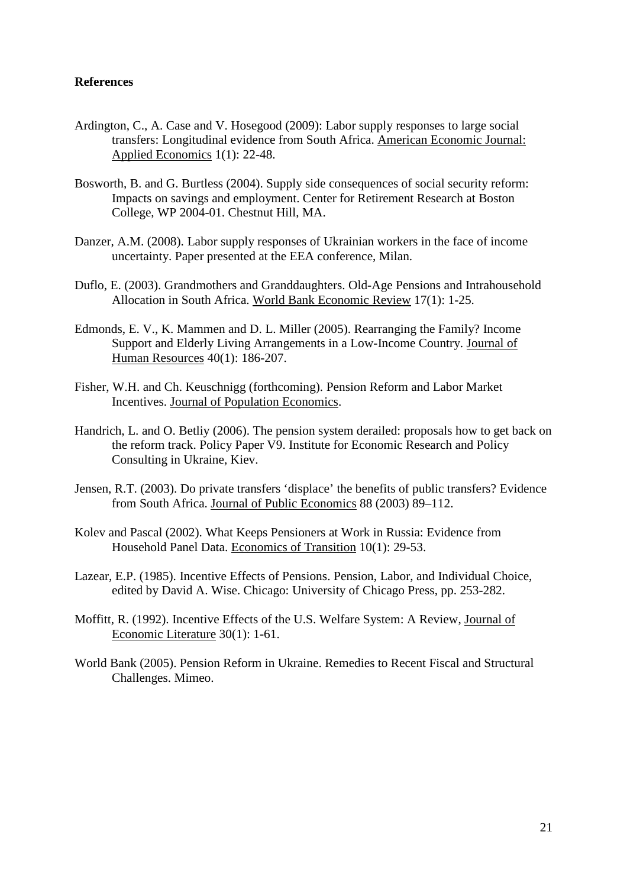**References**

Ardington, C., A. Case and V. Hosegood (2009): Labor supply responses to large social transfers: Longitudinal evidence from South Africa. American Economic Journal: Applied Economics 1(1): 22-48.

Bosworth, B. and G. Burtless (2004). Supply side consequences of social security reform: Impacts on savings and employment. Center for Retirement Research at Boston College, WP 2004-01. Chestnut Hill, MA.

Danzer, A.M. (2008). Labor supply responses of Ukrainian workers in the face of income uncertainty. Paper presented at the EEA conference, Milan.

Duflo, E. (2003). Grandmothers and Granddaughters. Old-Age Pensions and Intrahousehold Allocation in South Africa. World Bank Economic Review 17(1): 1-25.

Edmonds, E. V., K. Mammen and D. L. Miller (2005). Rearranging the Family? Income Support and Elderly Living Arrangements in a Low-Income Country. Journal of Human Resources 40(1): 186-207.

Fisher, W.H. and Ch. Keuschnigg (forthcoming). Pension Reform and Labor Market Incentives. Journal of Population Economics.

Handrich, L. and O. Betliy (2006). The pension system derailed: proposals how to get back on the reform track. Policy Paper V9. Institute for Economic Research and Policy Consulting in Ukraine, Kiev.

Jensen, R.T. (2003). Do private transfers 'displace' the benefits of public transfers? Evidence from South Africa. Journal of Public Economics 88 (2003) 89–112.

Kolev and Pascal (2002). What Keeps Pensioners at Work in Russia: Evidence from Household Panel Data. Economics of Transition 10(1): 29-53.

Lazear, E.P. (1985). Incentive Effects of Pensions. Pension, Labor, and Individual Choice, edited by David A. Wise. Chicago: University of Chicago Press, pp. 253-282.

Moffitt, R. (1992). Incentive Effects of the U.S. Welfare System: A Review, Journal of Economic Literature 30(1): 1-61.

World Bank (2005). Pension Reform in Ukraine. Remedies to Recent Fiscal and Structural Challenges. Mimeo.